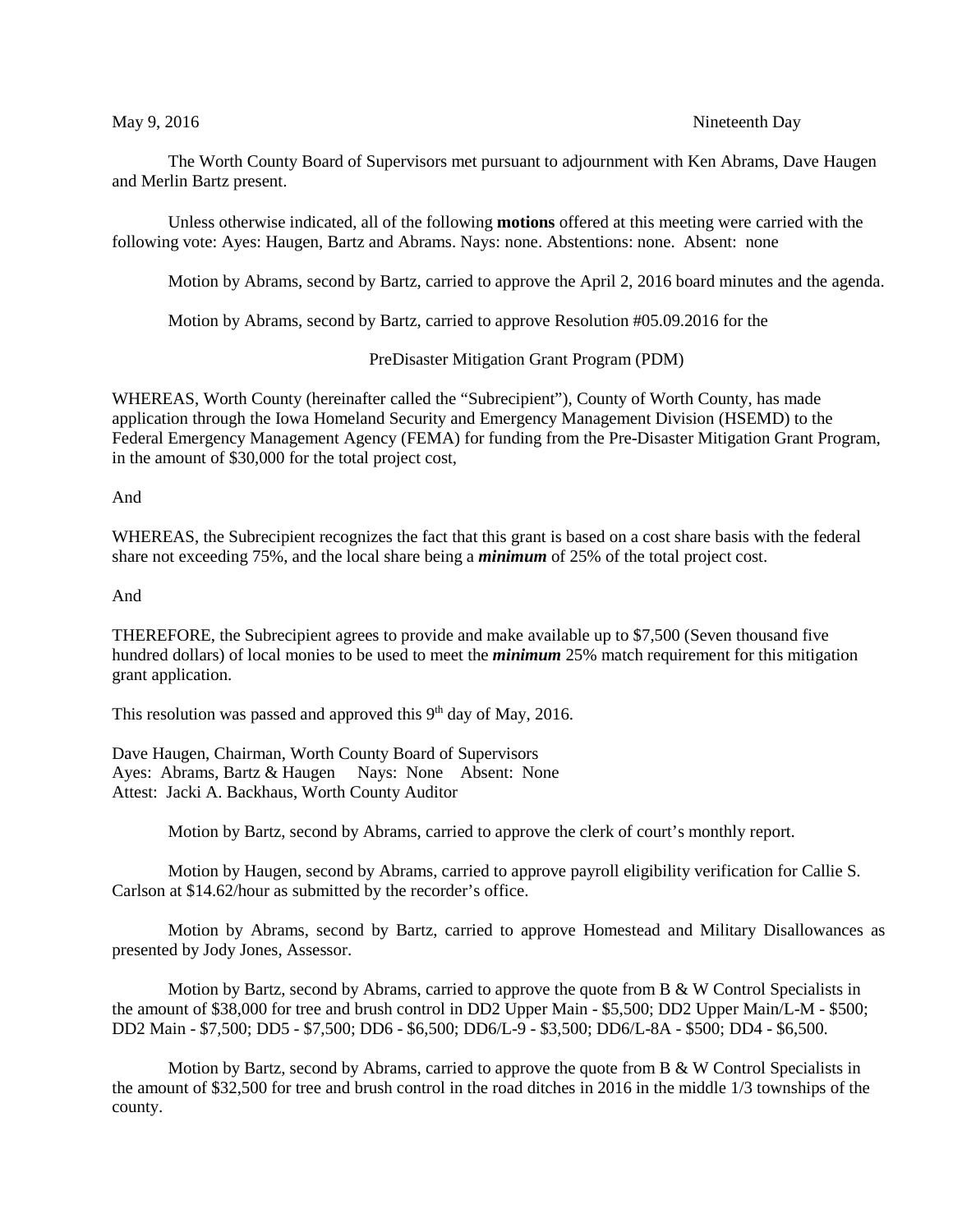May 9, 2016 Nineteenth Day

The Worth County Board of Supervisors met pursuant to adjournment with Ken Abrams, Dave Haugen and Merlin Bartz present.

Unless otherwise indicated, all of the following **motions** offered at this meeting were carried with the following vote: Ayes: Haugen, Bartz and Abrams. Nays: none. Abstentions: none. Absent: none

Motion by Abrams, second by Bartz, carried to approve the April 2, 2016 board minutes and the agenda.

Motion by Abrams, second by Bartz, carried to approve Resolution #05.09.2016 for the

PreDisaster Mitigation Grant Program (PDM)

WHEREAS, Worth County (hereinafter called the "Subrecipient"), County of Worth County, has made application through the Iowa Homeland Security and Emergency Management Division (HSEMD) to the Federal Emergency Management Agency (FEMA) for funding from the Pre-Disaster Mitigation Grant Program, in the amount of $30,000 for the total project cost,

And

WHEREAS, the Subrecipient recognizes the fact that this grant is based on a cost share basis with the federal share not exceeding 75%, and the local share being a ***minimum*** of 25% of the total project cost.

And

THEREFORE, the Subrecipient agrees to provide and make available up to $7,500 (Seven thousand five hundred dollars) of local monies to be used to meet the ***minimum*** 25% match requirement for this mitigation grant application.

This resolution was passed and approved this 9th day of May, 2016.

Dave Haugen, Chairman, Worth County Board of Supervisors
Ayes: Abrams, Bartz & Haugen Nays: None Absent: None
Attest: Jacki A. Backhaus, Worth County Auditor

Motion by Bartz, second by Abrams, carried to approve the clerk of court's monthly report.

Motion by Haugen, second by Abrams, carried to approve payroll eligibility verification for Callie S. Carlson at $14.62/hour as submitted by the recorder's office.

Motion by Abrams, second by Bartz, carried to approve Homestead and Military Disallowances as presented by Jody Jones, Assessor.

Motion by Bartz, second by Abrams, carried to approve the quote from B & W Control Specialists in the amount of $38,000 for tree and brush control in DD2 Upper Main - $5,500; DD2 Upper Main/L-M - $500; DD2 Main - $7,500; DD5 - $7,500; DD6 - $6,500; DD6/L-9 - $3,500; DD6/L-8A - $500; DD4 - $6,500.

Motion by Bartz, second by Abrams, carried to approve the quote from B & W Control Specialists in the amount of $32,500 for tree and brush control in the road ditches in 2016 in the middle 1/3 townships of the county.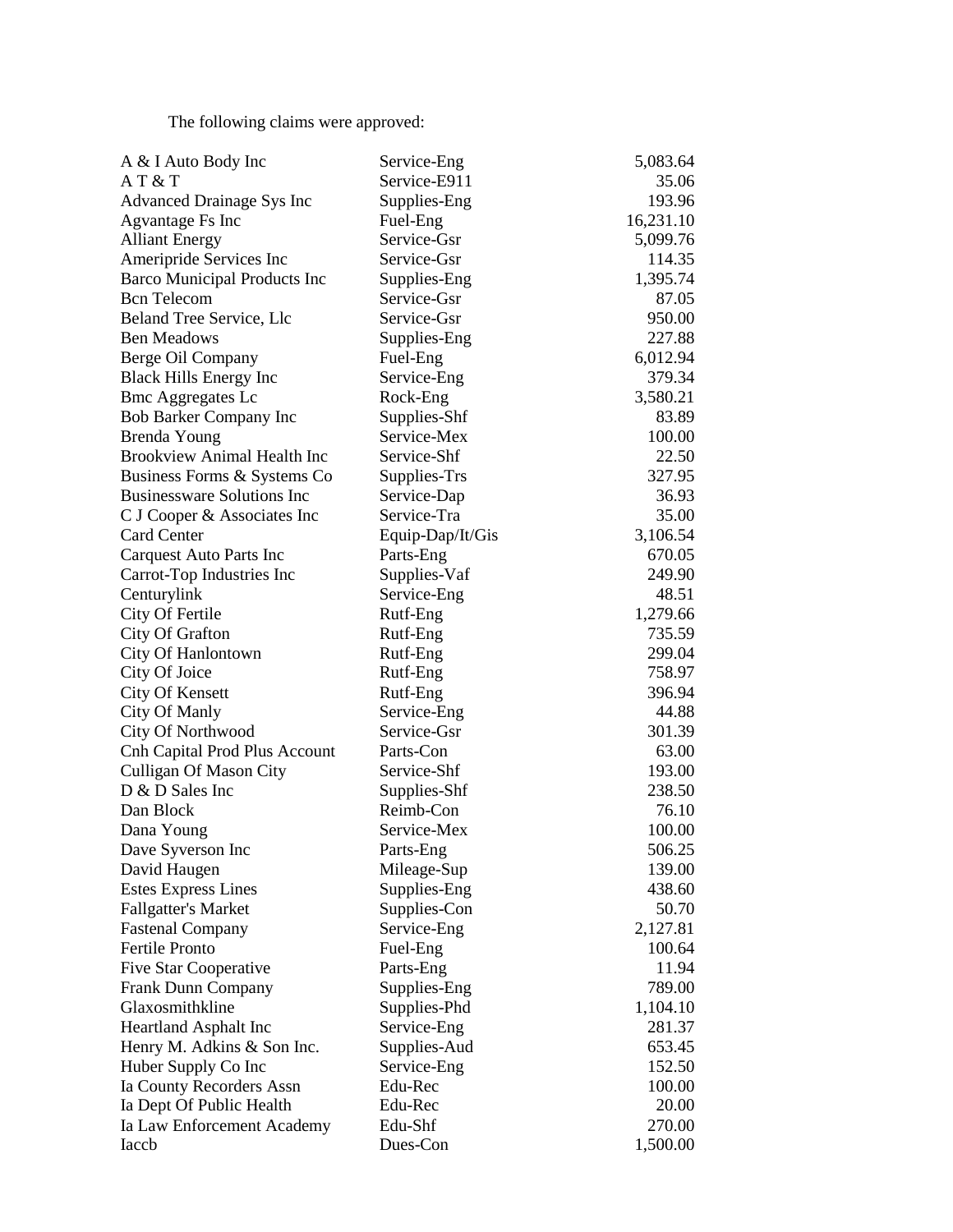The following claims were approved:

| | | |
|---|---|---|
| A & I Auto Body Inc | Service-Eng | 5,083.64 |
| A T & T | Service-E911 | 35.06 |
| Advanced Drainage Sys Inc | Supplies-Eng | 193.96 |
| Agvantage Fs Inc | Fuel-Eng | 16,231.10 |
| Alliant Energy | Service-Gsr | 5,099.76 |
| Ameripride Services Inc | Service-Gsr | 114.35 |
| Barco Municipal Products Inc | Supplies-Eng | 1,395.74 |
| Bcn Telecom | Service-Gsr | 87.05 |
| Beland Tree Service, Llc | Service-Gsr | 950.00 |
| Ben Meadows | Supplies-Eng | 227.88 |
| Berge Oil Company | Fuel-Eng | 6,012.94 |
| Black Hills Energy Inc | Service-Eng | 379.34 |
| Bmc Aggregates Lc | Rock-Eng | 3,580.21 |
| Bob Barker Company Inc | Supplies-Shf | 83.89 |
| Brenda Young | Service-Mex | 100.00 |
| Brookview Animal Health Inc | Service-Shf | 22.50 |
| Business Forms & Systems Co | Supplies-Trs | 327.95 |
| Businessware Solutions Inc | Service-Dap | 36.93 |
| C J Cooper & Associates Inc | Service-Tra | 35.00 |
| Card Center | Equip-Dap/It/Gis | 3,106.54 |
| Carquest Auto Parts Inc | Parts-Eng | 670.05 |
| Carrot-Top Industries Inc | Supplies-Vaf | 249.90 |
| Centurylink | Service-Eng | 48.51 |
| City Of Fertile | Rutf-Eng | 1,279.66 |
| City Of Grafton | Rutf-Eng | 735.59 |
| City Of Hanlontown | Rutf-Eng | 299.04 |
| City Of Joice | Rutf-Eng | 758.97 |
| City Of Kensett | Rutf-Eng | 396.94 |
| City Of Manly | Service-Eng | 44.88 |
| City Of Northwood | Service-Gsr | 301.39 |
| Cnh Capital Prod Plus Account | Parts-Con | 63.00 |
| Culligan Of Mason City | Service-Shf | 193.00 |
| D & D Sales Inc | Supplies-Shf | 238.50 |
| Dan Block | Reimb-Con | 76.10 |
| Dana Young | Service-Mex | 100.00 |
| Dave Syverson Inc | Parts-Eng | 506.25 |
| David Haugen | Mileage-Sup | 139.00 |
| Estes Express Lines | Supplies-Eng | 438.60 |
| Fallgatter's Market | Supplies-Con | 50.70 |
| Fastenal Company | Service-Eng | 2,127.81 |
| Fertile Pronto | Fuel-Eng | 100.64 |
| Five Star Cooperative | Parts-Eng | 11.94 |
| Frank Dunn Company | Supplies-Eng | 789.00 |
| Glaxosmithkline | Supplies-Phd | 1,104.10 |
| Heartland Asphalt Inc | Service-Eng | 281.37 |
| Henry M. Adkins & Son Inc. | Supplies-Aud | 653.45 |
| Huber Supply Co Inc | Service-Eng | 152.50 |
| Ia County Recorders Assn | Edu-Rec | 100.00 |
| Ia Dept Of Public Health | Edu-Rec | 20.00 |
| Ia Law Enforcement Academy | Edu-Shf | 270.00 |
| Iaccb | Dues-Con | 1,500.00 |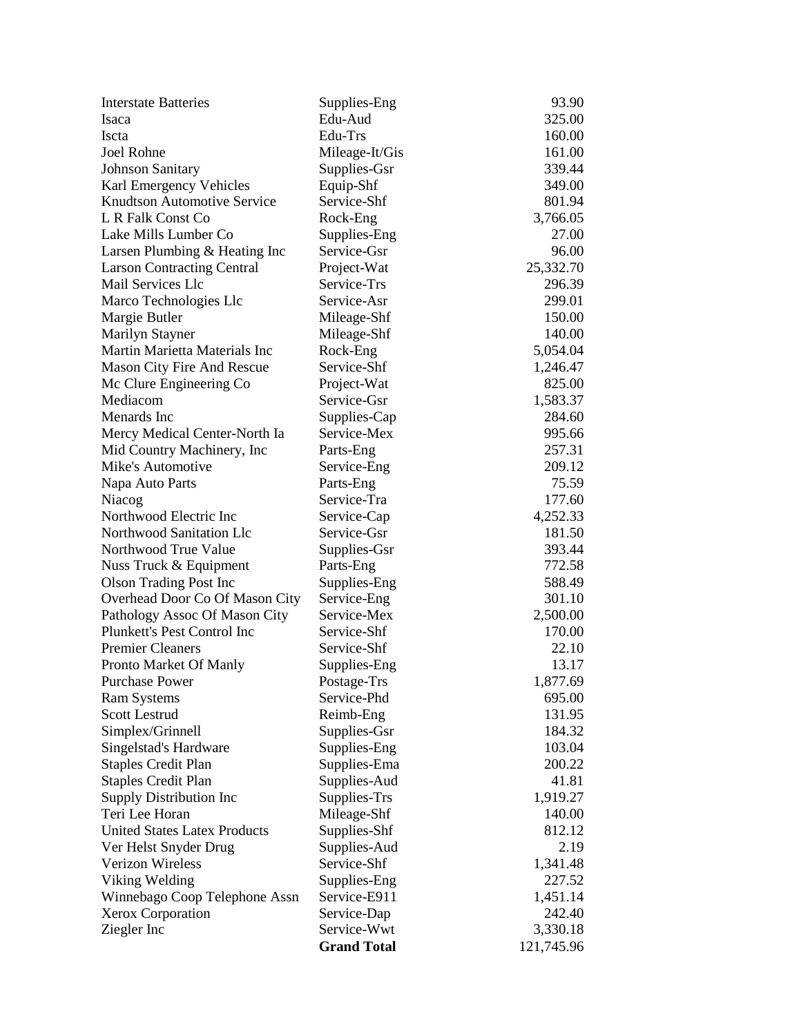| | | |
|---|---|---|
| Interstate Batteries | Supplies-Eng | 93.90 |
| Isaca | Edu-Aud | 325.00 |
| Iscta | Edu-Trs | 160.00 |
| Joel Rohne | Mileage-It/Gis | 161.00 |
| Johnson Sanitary | Supplies-Gsr | 339.44 |
| Karl Emergency Vehicles | Equip-Shf | 349.00 |
| Knudtson Automotive Service | Service-Shf | 801.94 |
| L R Falk Const Co | Rock-Eng | 3,766.05 |
| Lake Mills Lumber Co | Supplies-Eng | 27.00 |
| Larsen Plumbing & Heating Inc | Service-Gsr | 96.00 |
| Larson Contracting Central | Project-Wat | 25,332.70 |
| Mail Services Llc | Service-Trs | 296.39 |
| Marco Technologies Llc | Service-Asr | 299.01 |
| Margie Butler | Mileage-Shf | 150.00 |
| Marilyn Stayner | Mileage-Shf | 140.00 |
| Martin Marietta Materials Inc | Rock-Eng | 5,054.04 |
| Mason City Fire And Rescue | Service-Shf | 1,246.47 |
| Mc Clure Engineering Co | Project-Wat | 825.00 |
| Mediacom | Service-Gsr | 1,583.37 |
| Menards Inc | Supplies-Cap | 284.60 |
| Mercy Medical Center-North Ia | Service-Mex | 995.66 |
| Mid Country Machinery, Inc | Parts-Eng | 257.31 |
| Mike's Automotive | Service-Eng | 209.12 |
| Napa Auto Parts | Parts-Eng | 75.59 |
| Niacog | Service-Tra | 177.60 |
| Northwood Electric Inc | Service-Cap | 4,252.33 |
| Northwood Sanitation Llc | Service-Gsr | 181.50 |
| Northwood True Value | Supplies-Gsr | 393.44 |
| Nuss Truck & Equipment | Parts-Eng | 772.58 |
| Olson Trading Post Inc | Supplies-Eng | 588.49 |
| Overhead Door Co Of Mason City | Service-Eng | 301.10 |
| Pathology Assoc Of Mason City | Service-Mex | 2,500.00 |
| Plunkett's Pest Control Inc | Service-Shf | 170.00 |
| Premier Cleaners | Service-Shf | 22.10 |
| Pronto Market Of Manly | Supplies-Eng | 13.17 |
| Purchase Power | Postage-Trs | 1,877.69 |
| Ram Systems | Service-Phd | 695.00 |
| Scott Lestrud | Reimb-Eng | 131.95 |
| Simplex/Grinnell | Supplies-Gsr | 184.32 |
| Singelstad's Hardware | Supplies-Eng | 103.04 |
| Staples Credit Plan | Supplies-Ema | 200.22 |
| Staples Credit Plan | Supplies-Aud | 41.81 |
| Supply Distribution Inc | Supplies-Trs | 1,919.27 |
| Teri Lee Horan | Mileage-Shf | 140.00 |
| United States Latex Products | Supplies-Shf | 812.12 |
| Ver Helst Snyder Drug | Supplies-Aud | 2.19 |
| Verizon Wireless | Service-Shf | 1,341.48 |
| Viking Welding | Supplies-Eng | 227.52 |
| Winnebago Coop Telephone Assn | Service-E911 | 1,451.14 |
| Xerox Corporation | Service-Dap | 242.40 |
| Ziegler Inc | Service-Wwt | 3,330.18 |
| | **Grand Total** | 121,745.96 |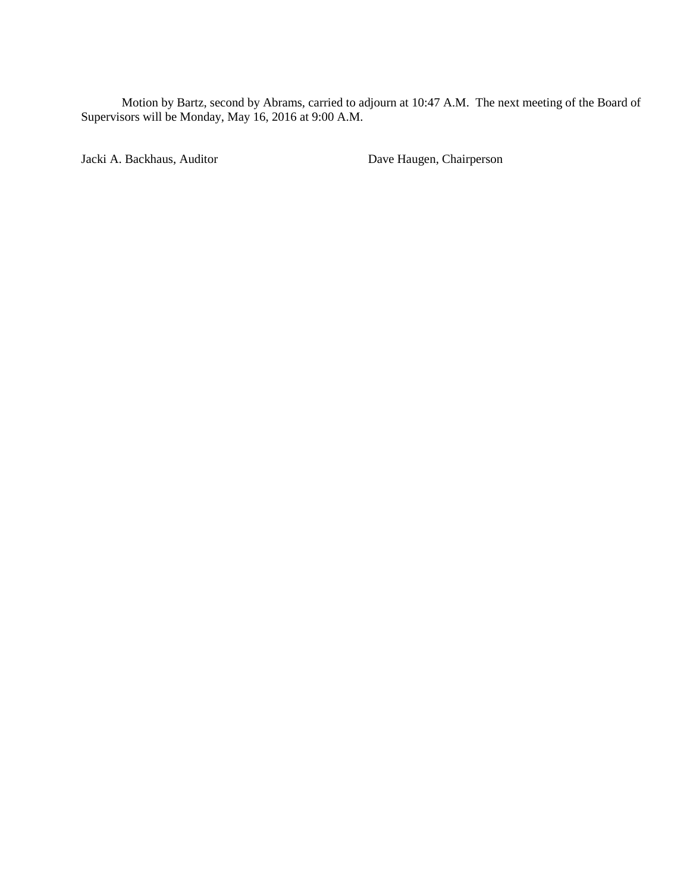Motion by Bartz, second by Abrams, carried to adjourn at 10:47 A.M. The next meeting of the Board of Supervisors will be Monday, May 16, 2016 at 9:00 A.M.

Jacki A. Backhaus, Auditor Dave Haugen, Chairperson